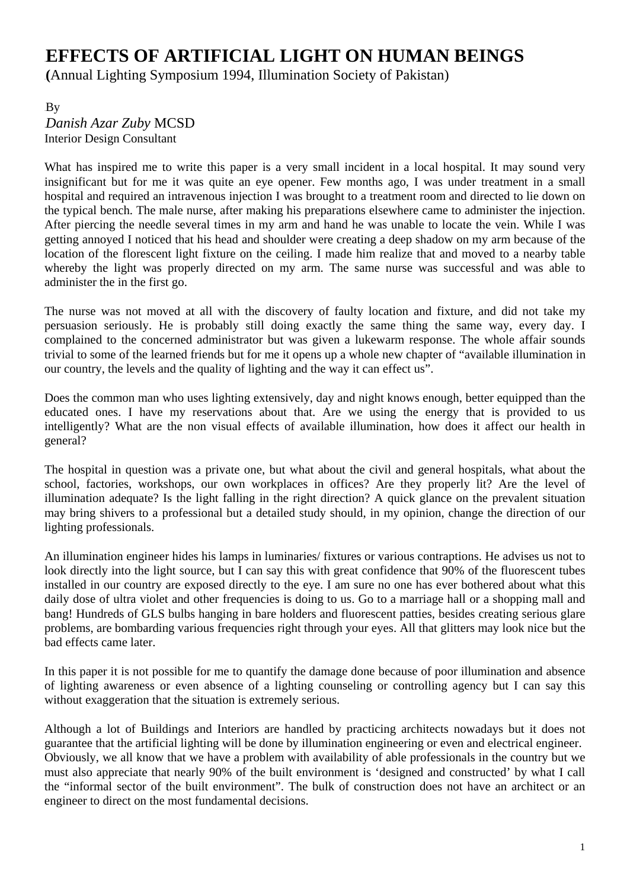# EFFECTS OF ARTIFICIAL LIGHT ON HUMAN BEINGS

**(**Annual Lighting Symposium 1994, Illumination Society of Pakistan)

By
*Danish Azar Zuby* MCSD
Interior Design Consultant

What has inspired me to write this paper is a very small incident in a local hospital. It may sound very insignificant but for me it was quite an eye opener. Few months ago, I was under treatment in a small hospital and required an intravenous injection I was brought to a treatment room and directed to lie down on the typical bench. The male nurse, after making his preparations elsewhere came to administer the injection. After piercing the needle several times in my arm and hand he was unable to locate the vein. While I was getting annoyed I noticed that his head and shoulder were creating a deep shadow on my arm because of the location of the florescent light fixture on the ceiling. I made him realize that and moved to a nearby table whereby the light was properly directed on my arm. The same nurse was successful and was able to administer the in the first go.

The nurse was not moved at all with the discovery of faulty location and fixture, and did not take my persuasion seriously. He is probably still doing exactly the same thing the same way, every day. I complained to the concerned administrator but was given a lukewarm response. The whole affair sounds trivial to some of the learned friends but for me it opens up a whole new chapter of "available illumination in our country, the levels and the quality of lighting and the way it can effect us".

Does the common man who uses lighting extensively, day and night knows enough, better equipped than the educated ones. I have my reservations about that. Are we using the energy that is provided to us intelligently? What are the non visual effects of available illumination, how does it affect our health in general?

The hospital in question was a private one, but what about the civil and general hospitals, what about the school, factories, workshops, our own workplaces in offices? Are they properly lit? Are the level of illumination adequate? Is the light falling in the right direction? A quick glance on the prevalent situation may bring shivers to a professional but a detailed study should, in my opinion, change the direction of our lighting professionals.

An illumination engineer hides his lamps in luminaries/ fixtures or various contraptions. He advises us not to look directly into the light source, but I can say this with great confidence that 90% of the fluorescent tubes installed in our country are exposed directly to the eye. I am sure no one has ever bothered about what this daily dose of ultra violet and other frequencies is doing to us. Go to a marriage hall or a shopping mall and bang! Hundreds of GLS bulbs hanging in bare holders and fluorescent patties, besides creating serious glare problems, are bombarding various frequencies right through your eyes. All that glitters may look nice but the bad effects came later.

In this paper it is not possible for me to quantify the damage done because of poor illumination and absence of lighting awareness or even absence of a lighting counseling or controlling agency but I can say this without exaggeration that the situation is extremely serious.

Although a lot of Buildings and Interiors are handled by practicing architects nowadays but it does not guarantee that the artificial lighting will be done by illumination engineering or even and electrical engineer. Obviously, we all know that we have a problem with availability of able professionals in the country but we must also appreciate that nearly 90% of the built environment is 'designed and constructed' by what I call the "informal sector of the built environment". The bulk of construction does not have an architect or an engineer to direct on the most fundamental decisions.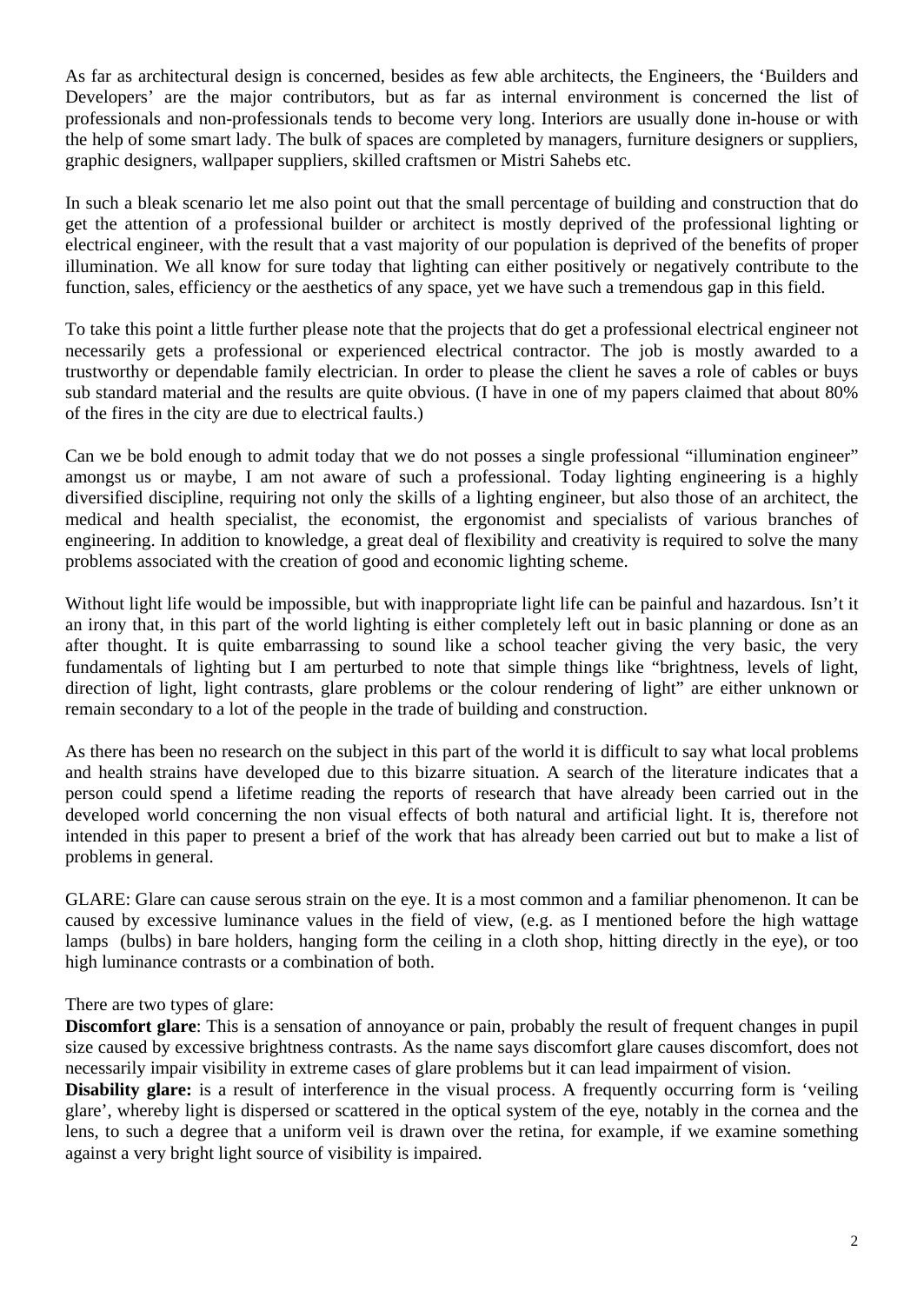As far as architectural design is concerned, besides as few able architects, the Engineers, the 'Builders and Developers' are the major contributors, but as far as internal environment is concerned the list of professionals and non-professionals tends to become very long. Interiors are usually done in-house or with the help of some smart lady. The bulk of spaces are completed by managers, furniture designers or suppliers, graphic designers, wallpaper suppliers, skilled craftsmen or Mistri Sahebs etc.

In such a bleak scenario let me also point out that the small percentage of building and construction that do get the attention of a professional builder or architect is mostly deprived of the professional lighting or electrical engineer, with the result that a vast majority of our population is deprived of the benefits of proper illumination. We all know for sure today that lighting can either positively or negatively contribute to the function, sales, efficiency or the aesthetics of any space, yet we have such a tremendous gap in this field.

To take this point a little further please note that the projects that do get a professional electrical engineer not necessarily gets a professional or experienced electrical contractor. The job is mostly awarded to a trustworthy or dependable family electrician. In order to please the client he saves a role of cables or buys sub standard material and the results are quite obvious. (I have in one of my papers claimed that about 80% of the fires in the city are due to electrical faults.)

Can we be bold enough to admit today that we do not posses a single professional "illumination engineer" amongst us or maybe, I am not aware of such a professional. Today lighting engineering is a highly diversified discipline, requiring not only the skills of a lighting engineer, but also those of an architect, the medical and health specialist, the economist, the ergonomist and specialists of various branches of engineering. In addition to knowledge, a great deal of flexibility and creativity is required to solve the many problems associated with the creation of good and economic lighting scheme.

Without light life would be impossible, but with inappropriate light life can be painful and hazardous. Isn't it an irony that, in this part of the world lighting is either completely left out in basic planning or done as an after thought. It is quite embarrassing to sound like a school teacher giving the very basic, the very fundamentals of lighting but I am perturbed to note that simple things like "brightness, levels of light, direction of light, light contrasts, glare problems or the colour rendering of light" are either unknown or remain secondary to a lot of the people in the trade of building and construction.

As there has been no research on the subject in this part of the world it is difficult to say what local problems and health strains have developed due to this bizarre situation. A search of the literature indicates that a person could spend a lifetime reading the reports of research that have already been carried out in the developed world concerning the non visual effects of both natural and artificial light. It is, therefore not intended in this paper to present a brief of the work that has already been carried out but to make a list of problems in general.

GLARE: Glare can cause serous strain on the eye. It is a most common and a familiar phenomenon. It can be caused by excessive luminance values in the field of view, (e.g. as I mentioned before the high wattage lamps (bulbs) in bare holders, hanging form the ceiling in a cloth shop, hitting directly in the eye), or too high luminance contrasts or a combination of both.

There are two types of glare:

**Discomfort glare**: This is a sensation of annoyance or pain, probably the result of frequent changes in pupil size caused by excessive brightness contrasts. As the name says discomfort glare causes discomfort, does not necessarily impair visibility in extreme cases of glare problems but it can lead impairment of vision.

**Disability glare:** is a result of interference in the visual process. A frequently occurring form is 'veiling glare', whereby light is dispersed or scattered in the optical system of the eye, notably in the cornea and the lens, to such a degree that a uniform veil is drawn over the retina, for example, if we examine something against a very bright light source of visibility is impaired.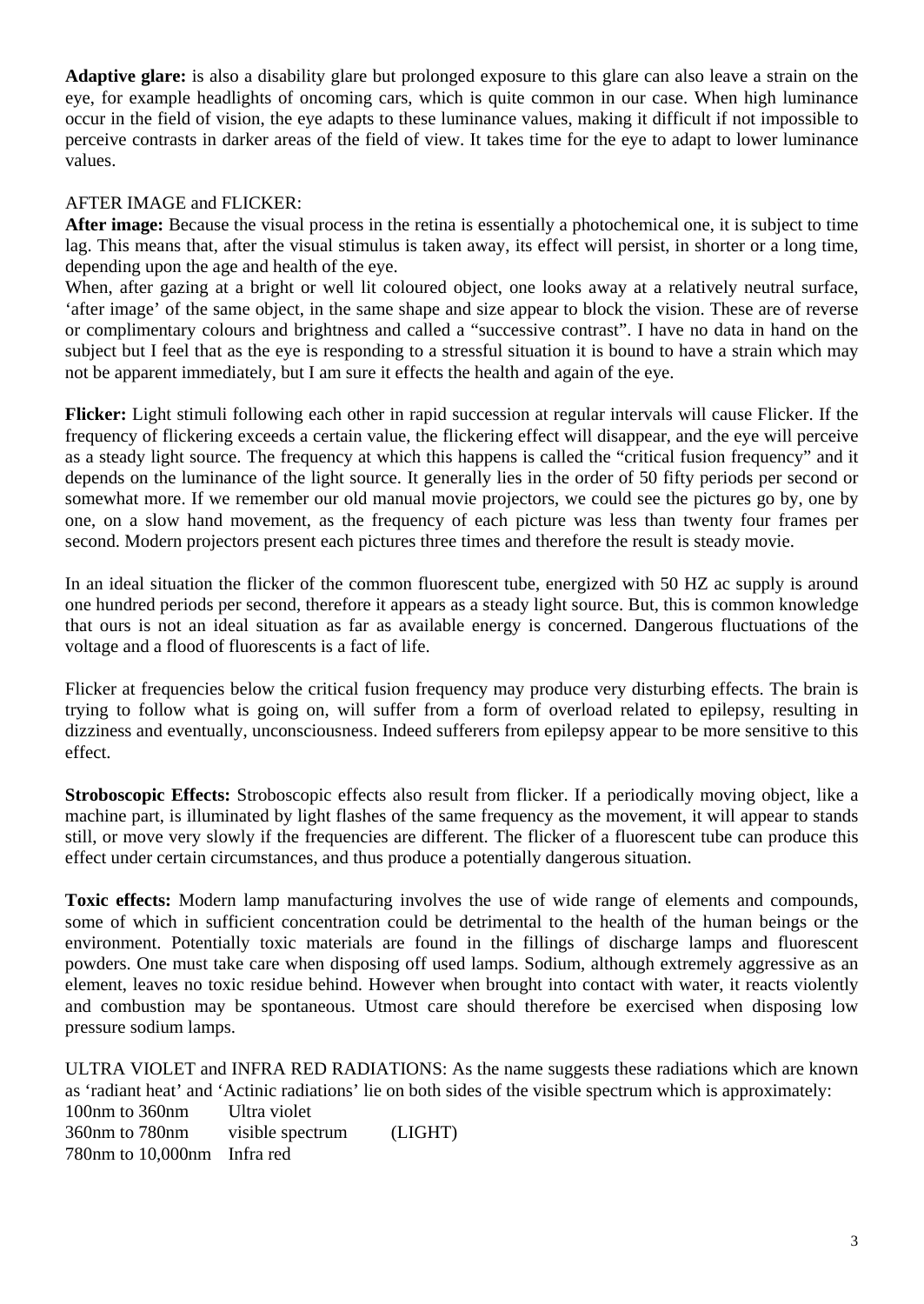**Adaptive glare:** is also a disability glare but prolonged exposure to this glare can also leave a strain on the eye, for example headlights of oncoming cars, which is quite common in our case. When high luminance occur in the field of vision, the eye adapts to these luminance values, making it difficult if not impossible to perceive contrasts in darker areas of the field of view. It takes time for the eye to adapt to lower luminance values.

AFTER IMAGE and FLICKER:

**After image:** Because the visual process in the retina is essentially a photochemical one, it is subject to time lag. This means that, after the visual stimulus is taken away, its effect will persist, in shorter or a long time, depending upon the age and health of the eye.

When, after gazing at a bright or well lit coloured object, one looks away at a relatively neutral surface, 'after image' of the same object, in the same shape and size appear to block the vision. These are of reverse or complimentary colours and brightness and called a "successive contrast". I have no data in hand on the subject but I feel that as the eye is responding to a stressful situation it is bound to have a strain which may not be apparent immediately, but I am sure it effects the health and again of the eye.

**Flicker:** Light stimuli following each other in rapid succession at regular intervals will cause Flicker. If the frequency of flickering exceeds a certain value, the flickering effect will disappear, and the eye will perceive as a steady light source. The frequency at which this happens is called the "critical fusion frequency" and it depends on the luminance of the light source. It generally lies in the order of 50 fifty periods per second or somewhat more. If we remember our old manual movie projectors, we could see the pictures go by, one by one, on a slow hand movement, as the frequency of each picture was less than twenty four frames per second. Modern projectors present each pictures three times and therefore the result is steady movie.

In an ideal situation the flicker of the common fluorescent tube, energized with 50 HZ ac supply is around one hundred periods per second, therefore it appears as a steady light source. But, this is common knowledge that ours is not an ideal situation as far as available energy is concerned. Dangerous fluctuations of the voltage and a flood of fluorescents is a fact of life.

Flicker at frequencies below the critical fusion frequency may produce very disturbing effects. The brain is trying to follow what is going on, will suffer from a form of overload related to epilepsy, resulting in dizziness and eventually, unconsciousness. Indeed sufferers from epilepsy appear to be more sensitive to this effect.

**Stroboscopic Effects:** Stroboscopic effects also result from flicker. If a periodically moving object, like a machine part, is illuminated by light flashes of the same frequency as the movement, it will appear to stands still, or move very slowly if the frequencies are different. The flicker of a fluorescent tube can produce this effect under certain circumstances, and thus produce a potentially dangerous situation.

**Toxic effects:** Modern lamp manufacturing involves the use of wide range of elements and compounds, some of which in sufficient concentration could be detrimental to the health of the human beings or the environment. Potentially toxic materials are found in the fillings of discharge lamps and fluorescent powders. One must take care when disposing off used lamps. Sodium, although extremely aggressive as an element, leaves no toxic residue behind. However when brought into contact with water, it reacts violently and combustion may be spontaneous. Utmost care should therefore be exercised when disposing low pressure sodium lamps.

ULTRA VIOLET and INFRA RED RADIATIONS: As the name suggests these radiations which are known as 'radiant heat' and 'Actinic radiations' lie on both sides of the visible spectrum which is approximately:

| | | |
|---|---|---|
| 100nm to 360nm | Ultra violet | |
| 360nm to 780nm | visible spectrum | (LIGHT) |
| 780nm to 10,000nm | Infra red | |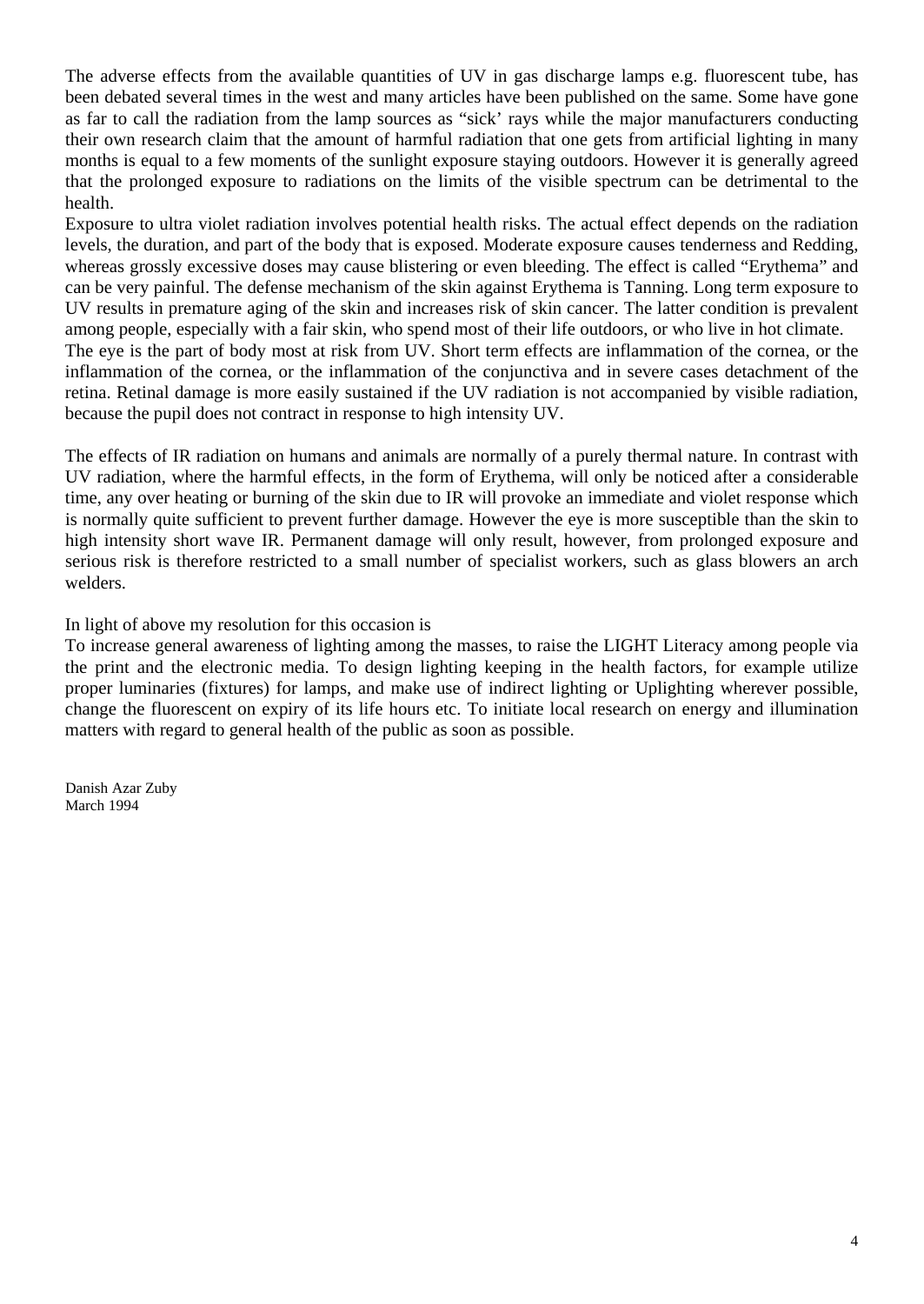The adverse effects from the available quantities of UV in gas discharge lamps e.g. fluorescent tube, has been debated several times in the west and many articles have been published on the same. Some have gone as far to call the radiation from the lamp sources as "sick' rays while the major manufacturers conducting their own research claim that the amount of harmful radiation that one gets from artificial lighting in many months is equal to a few moments of the sunlight exposure staying outdoors. However it is generally agreed that the prolonged exposure to radiations on the limits of the visible spectrum can be detrimental to the health.

Exposure to ultra violet radiation involves potential health risks. The actual effect depends on the radiation levels, the duration, and part of the body that is exposed. Moderate exposure causes tenderness and Redding, whereas grossly excessive doses may cause blistering or even bleeding. The effect is called "Erythema" and can be very painful. The defense mechanism of the skin against Erythema is Tanning. Long term exposure to UV results in premature aging of the skin and increases risk of skin cancer. The latter condition is prevalent among people, especially with a fair skin, who spend most of their life outdoors, or who live in hot climate.

The eye is the part of body most at risk from UV. Short term effects are inflammation of the cornea, or the inflammation of the cornea, or the inflammation of the conjunctiva and in severe cases detachment of the retina. Retinal damage is more easily sustained if the UV radiation is not accompanied by visible radiation, because the pupil does not contract in response to high intensity UV.

The effects of IR radiation on humans and animals are normally of a purely thermal nature. In contrast with UV radiation, where the harmful effects, in the form of Erythema, will only be noticed after a considerable time, any over heating or burning of the skin due to IR will provoke an immediate and violet response which is normally quite sufficient to prevent further damage. However the eye is more susceptible than the skin to high intensity short wave IR. Permanent damage will only result, however, from prolonged exposure and serious risk is therefore restricted to a small number of specialist workers, such as glass blowers an arch welders.

In light of above my resolution for this occasion is

To increase general awareness of lighting among the masses, to raise the LIGHT Literacy among people via the print and the electronic media. To design lighting keeping in the health factors, for example utilize proper luminaries (fixtures) for lamps, and make use of indirect lighting or Uplighting wherever possible, change the fluorescent on expiry of its life hours etc. To initiate local research on energy and illumination matters with regard to general health of the public as soon as possible.

Danish Azar Zuby
March 1994